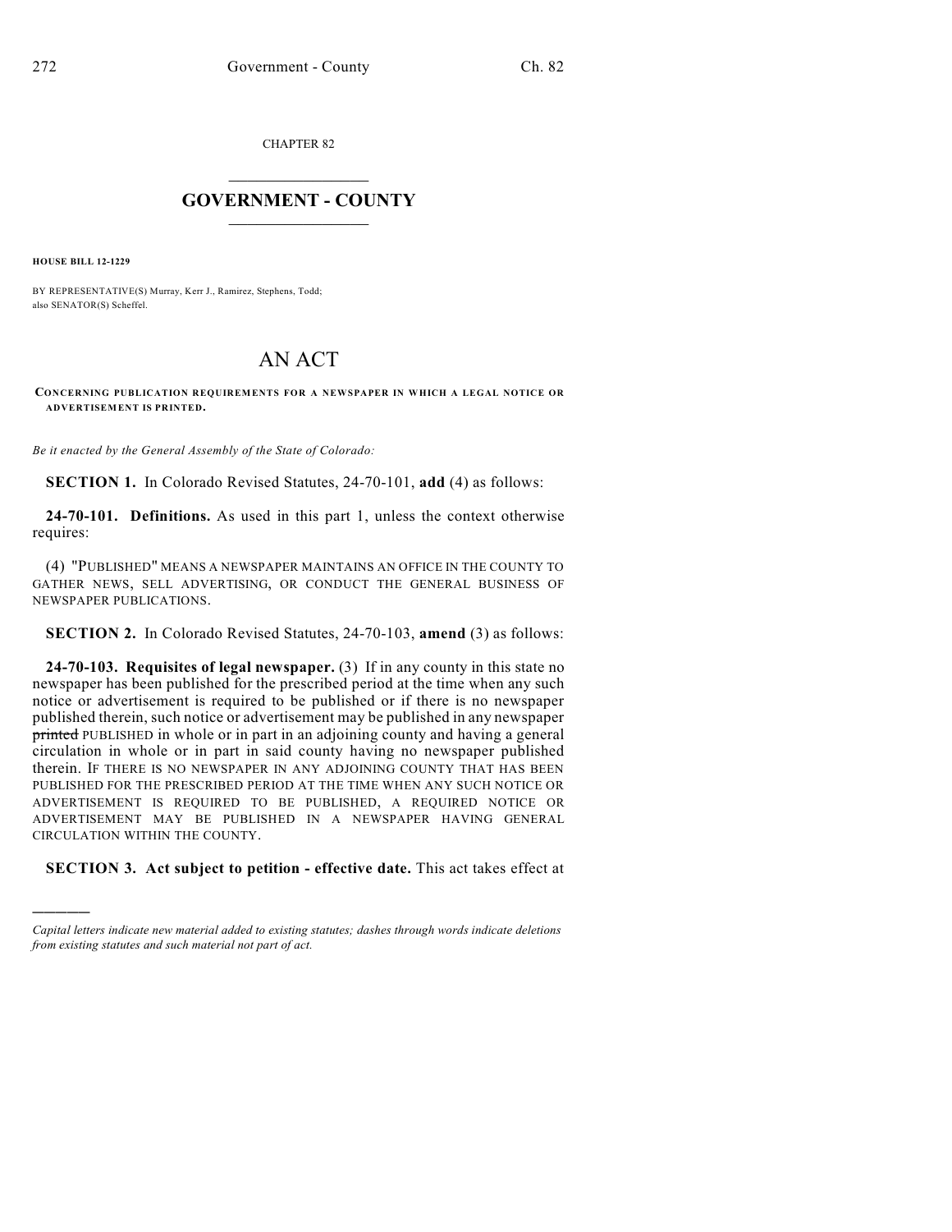CHAPTER 82

# GOVERNMENT - COUNTY

**HOUSE BILL 12-1229**

BY REPRESENTATIVE(S) Murray, Kerr J., Ramirez, Stephens, Todd; also SENATOR(S) Scheffel.

# AN ACT

**CONCERNING PUBLICATION REQUIREMENTS FOR A NEWSPAPER IN WHICH A LEGAL NOTICE OR ADVERTISEMENT IS PRINTED.**

*Be it enacted by the General Assembly of the State of Colorado:*

**SECTION 1.** In Colorado Revised Statutes, 24-70-101, **add** (4) as follows:

**24-70-101. Definitions.** As used in this part 1, unless the context otherwise requires:

(4) "PUBLISHED" MEANS A NEWSPAPER MAINTAINS AN OFFICE IN THE COUNTY TO GATHER NEWS, SELL ADVERTISING, OR CONDUCT THE GENERAL BUSINESS OF NEWSPAPER PUBLICATIONS.

**SECTION 2.** In Colorado Revised Statutes, 24-70-103, **amend** (3) as follows:

**24-70-103. Requisites of legal newspaper.** (3) If in any county in this state no newspaper has been published for the prescribed period at the time when any such notice or advertisement is required to be published or if there is no newspaper published therein, such notice or advertisement may be published in any newspaper ~~printed~~ PUBLISHED in whole or in part in an adjoining county and having a general circulation in whole or in part in said county having no newspaper published therein. IF THERE IS NO NEWSPAPER IN ANY ADJOINING COUNTY THAT HAS BEEN PUBLISHED FOR THE PRESCRIBED PERIOD AT THE TIME WHEN ANY SUCH NOTICE OR ADVERTISEMENT IS REQUIRED TO BE PUBLISHED, A REQUIRED NOTICE OR ADVERTISEMENT MAY BE PUBLISHED IN A NEWSPAPER HAVING GENERAL CIRCULATION WITHIN THE COUNTY.

**SECTION 3. Act subject to petition - effective date.** This act takes effect at

---

*Capital letters indicate new material added to existing statutes; dashes through words indicate deletions from existing statutes and such material not part of act.*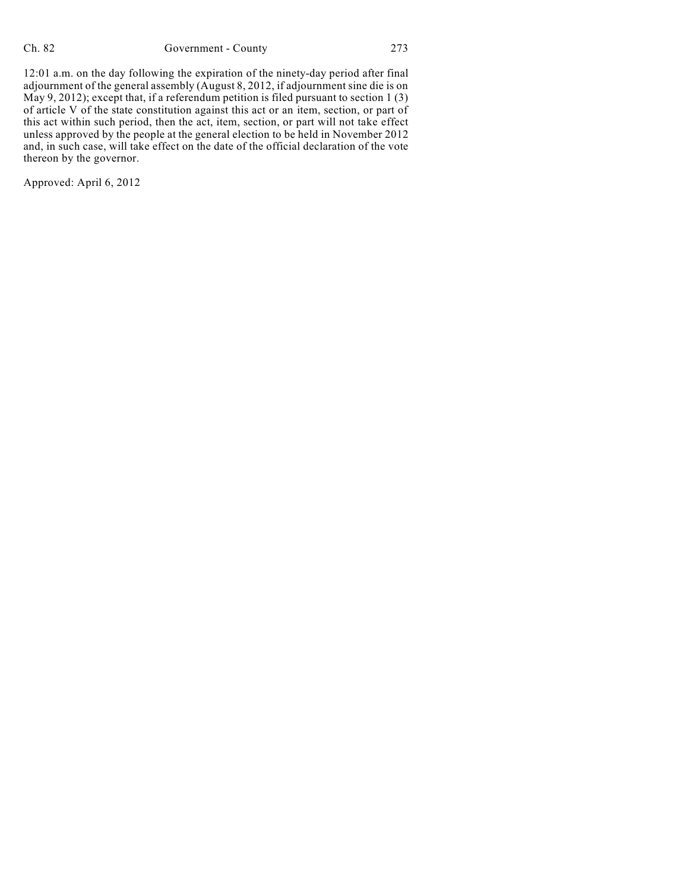12:01 a.m. on the day following the expiration of the ninety-day period after final adjournment of the general assembly (August 8, 2012, if adjournment sine die is on May 9, 2012); except that, if a referendum petition is filed pursuant to section 1 (3) of article V of the state constitution against this act or an item, section, or part of this act within such period, then the act, item, section, or part will not take effect unless approved by the people at the general election to be held in November 2012 and, in such case, will take effect on the date of the official declaration of the vote thereon by the governor.

Approved: April 6, 2012